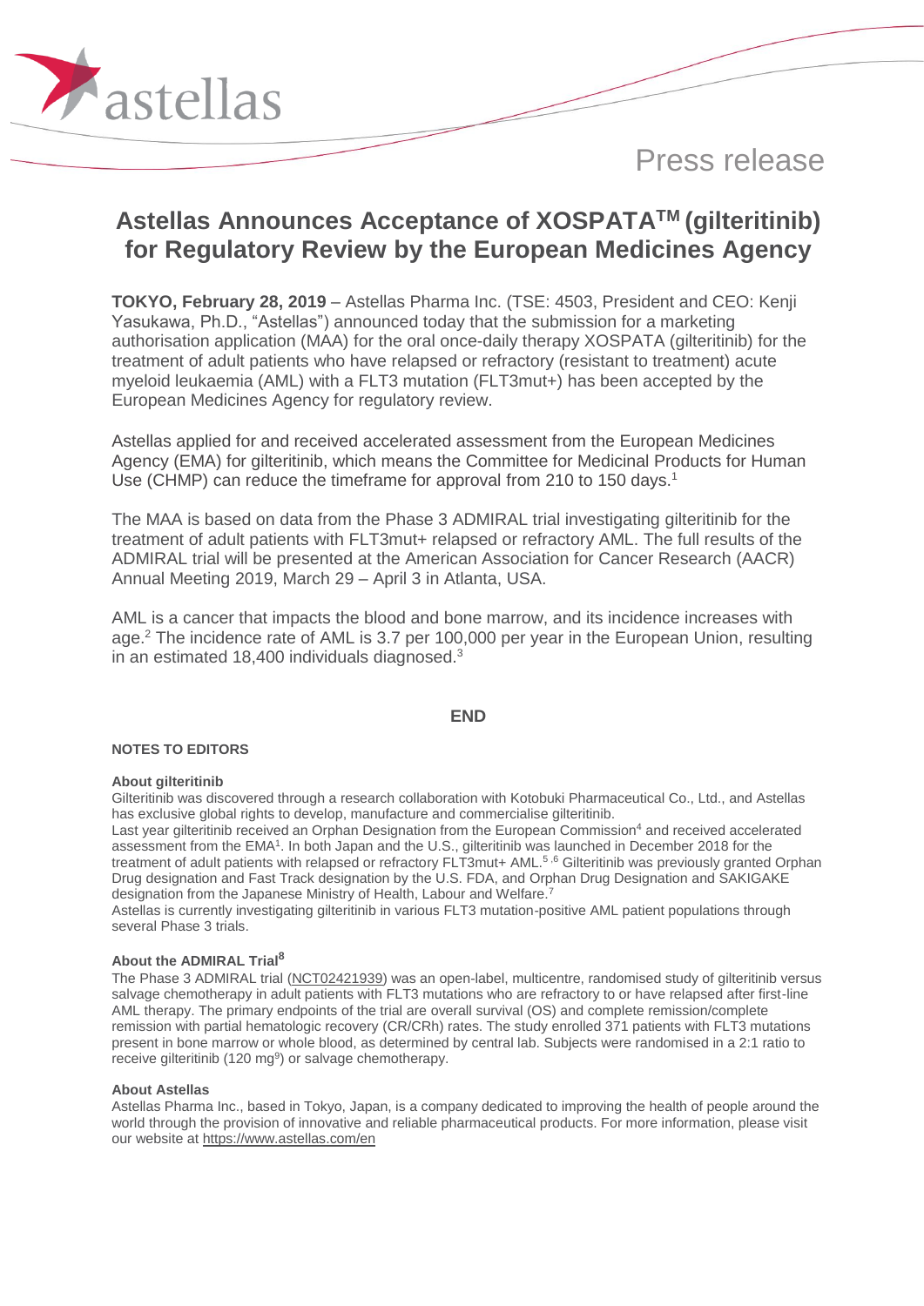Press release

# Astellas Announces Acceptance of XOSPATA[TM] (gilteritinib) for Regulatory Review by the European Medicines Agency

**TOKYO, February 28, 2019** – Astellas Pharma Inc. (TSE: 4503, President and CEO: Kenji Yasukawa, Ph.D., "Astellas") announced today that the submission for a marketing authorisation application (MAA) for the oral once-daily therapy XOSPATA (gilteritinib) for the treatment of adult patients who have relapsed or refractory (resistant to treatment) acute myeloid leukaemia (AML) with a FLT3 mutation (FLT3mut+) has been accepted by the European Medicines Agency for regulatory review.

Astellas applied for and received accelerated assessment from the European Medicines Agency (EMA) for gilteritinib, which means the Committee for Medicinal Products for Human Use (CHMP) can reduce the timeframe for approval from 210 to 150 days.[1]

The MAA is based on data from the Phase 3 ADMIRAL trial investigating gilteritinib for the treatment of adult patients with FLT3mut+ relapsed or refractory AML. The full results of the ADMIRAL trial will be presented at the American Association for Cancer Research (AACR) Annual Meeting 2019, March 29 – April 3 in Atlanta, USA.

AML is a cancer that impacts the blood and bone marrow, and its incidence increases with age.[2] The incidence rate of AML is 3.7 per 100,000 per year in the European Union, resulting in an estimated 18,400 individuals diagnosed.[3]

**END**

**NOTES TO EDITORS**

**About gilteritinib**

Gilteritinib was discovered through a research collaboration with Kotobuki Pharmaceutical Co., Ltd., and Astellas has exclusive global rights to develop, manufacture and commercialise gilteritinib.

Last year gilteritinib received an Orphan Designation from the European Commission[4] and received accelerated assessment from the EMA[1]. In both Japan and the U.S., gilteritinib was launched in December 2018 for the treatment of adult patients with relapsed or refractory FLT3mut+ AML.[5,6] Gilteritinib was previously granted Orphan Drug designation and Fast Track designation by the U.S. FDA, and Orphan Drug Designation and SAKIGAKE designation from the Japanese Ministry of Health, Labour and Welfare.[7]

Astellas is currently investigating gilteritinib in various FLT3 mutation-positive AML patient populations through several Phase 3 trials.

**About the ADMIRAL Trial[8]**

The Phase 3 ADMIRAL trial (NCT02421939) was an open-label, multicentre, randomised study of gilteritinib versus salvage chemotherapy in adult patients with FLT3 mutations who are refractory to or have relapsed after first-line AML therapy. The primary endpoints of the trial are overall survival (OS) and complete remission/complete remission with partial hematologic recovery (CR/CRh) rates. The study enrolled 371 patients with FLT3 mutations present in bone marrow or whole blood, as determined by central lab. Subjects were randomised in a 2:1 ratio to receive gilteritinib (120 mg[9]) or salvage chemotherapy.

**About Astellas**

Astellas Pharma Inc., based in Tokyo, Japan, is a company dedicated to improving the health of people around the world through the provision of innovative and reliable pharmaceutical products. For more information, please visit our website at https://www.astellas.com/en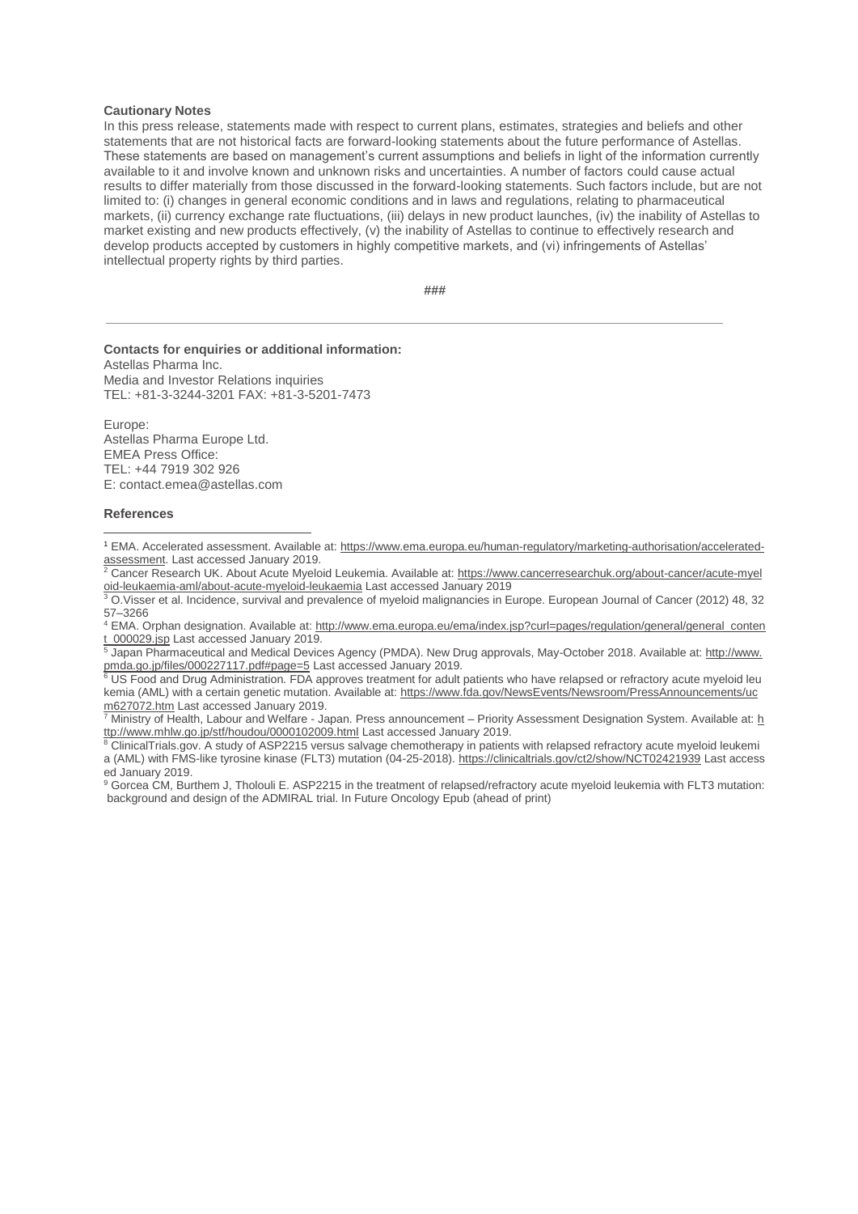**Cautionary Notes**

In this press release, statements made with respect to current plans, estimates, strategies and beliefs and other statements that are not historical facts are forward-looking statements about the future performance of Astellas. These statements are based on management's current assumptions and beliefs in light of the information currently available to it and involve known and unknown risks and uncertainties. A number of factors could cause actual results to differ materially from those discussed in the forward-looking statements. Such factors include, but are not limited to: (i) changes in general economic conditions and in laws and regulations, relating to pharmaceutical markets, (ii) currency exchange rate fluctuations, (iii) delays in new product launches, (iv) the inability of Astellas to market existing and new products effectively, (v) the inability of Astellas to continue to effectively research and develop products accepted by customers in highly competitive markets, and (vi) infringements of Astellas' intellectual property rights by third parties.

###

---

**Contacts for enquiries or additional information:**

Astellas Pharma Inc.
Media and Investor Relations inquiries
TEL: +81-3-3244-3201 FAX: +81-3-5201-7473

Europe:
Astellas Pharma Europe Ltd.
EMEA Press Office:
TEL: +44 7919 302 926
E: contact.emea@astellas.com

**References**

[1] EMA. Accelerated assessment. Available at: https://www.ema.europa.eu/human-regulatory/marketing-authorisation/accelerated-assessment. Last accessed January 2019.

[2] Cancer Research UK. About Acute Myeloid Leukemia. Available at: https://www.cancerresearchuk.org/about-cancer/acute-myeloid-leukaemia-aml/about-acute-myeloid-leukaemia Last accessed January 2019

[3] O.Visser et al. Incidence, survival and prevalence of myeloid malignancies in Europe. European Journal of Cancer (2012) 48, 3257–3266

[4] EMA. Orphan designation. Available at: http://www.ema.europa.eu/ema/index.jsp?curl=pages/regulation/general/general_content_000029.jsp Last accessed January 2019.

[5] Japan Pharmaceutical and Medical Devices Agency (PMDA). New Drug approvals, May-October 2018. Available at: http://www.pmda.go.jp/files/000227117.pdf#page=5 Last accessed January 2019.

[6] US Food and Drug Administration. FDA approves treatment for adult patients who have relapsed or refractory acute myeloid leukemia (AML) with a certain genetic mutation. Available at: https://www.fda.gov/NewsEvents/Newsroom/PressAnnouncements/ucm627072.htm Last accessed January 2019.

[7] Ministry of Health, Labour and Welfare - Japan. Press announcement – Priority Assessment Designation System. Available at: http://www.mhlw.go.jp/stf/houdou/0000102009.html Last accessed January 2019.

[8] ClinicalTrials.gov. A study of ASP2215 versus salvage chemotherapy in patients with relapsed refractory acute myeloid leukemia (AML) with FMS-like tyrosine kinase (FLT3) mutation (04-25-2018). https://clinicaltrials.gov/ct2/show/NCT02421939 Last accessed January 2019.

[9] Gorcea CM, Burthem J, Tholouli E. ASP2215 in the treatment of relapsed/refractory acute myeloid leukemia with FLT3 mutation: background and design of the ADMIRAL trial. In Future Oncology Epub (ahead of print)